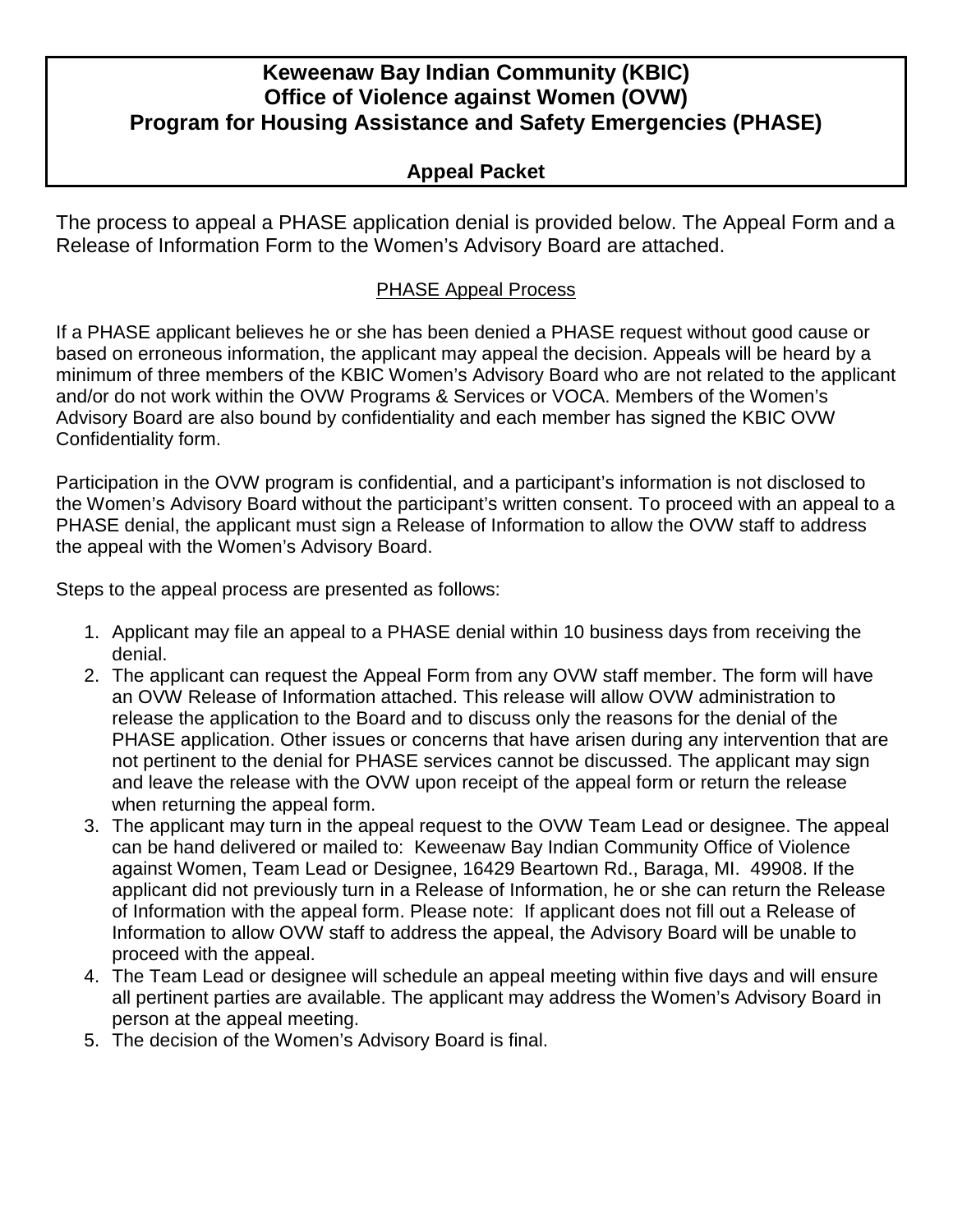# Keweenaw Bay Indian Community (KBIC)
# Office of Violence against Women (OVW)
# Program for Housing Assistance and Safety Emergencies (PHASE)

## Appeal Packet

The process to appeal a PHASE application denial is provided below. The Appeal Form and a Release of Information Form to the Women's Advisory Board are attached.

### PHASE Appeal Process

If a PHASE applicant believes he or she has been denied a PHASE request without good cause or based on erroneous information, the applicant may appeal the decision. Appeals will be heard by a minimum of three members of the KBIC Women's Advisory Board who are not related to the applicant and/or do not work within the OVW Programs & Services or VOCA. Members of the Women's Advisory Board are also bound by confidentiality and each member has signed the KBIC OVW Confidentiality form.

Participation in the OVW program is confidential, and a participant's information is not disclosed to the Women's Advisory Board without the participant's written consent. To proceed with an appeal to a PHASE denial, the applicant must sign a Release of Information to allow the OVW staff to address the appeal with the Women's Advisory Board.

Steps to the appeal process are presented as follows:

1. Applicant may file an appeal to a PHASE denial within 10 business days from receiving the denial.
2. The applicant can request the Appeal Form from any OVW staff member. The form will have an OVW Release of Information attached. This release will allow OVW administration to release the application to the Board and to discuss only the reasons for the denial of the PHASE application. Other issues or concerns that have arisen during any intervention that are not pertinent to the denial for PHASE services cannot be discussed. The applicant may sign and leave the release with the OVW upon receipt of the appeal form or return the release when returning the appeal form.
3. The applicant may turn in the appeal request to the OVW Team Lead or designee. The appeal can be hand delivered or mailed to: Keweenaw Bay Indian Community Office of Violence against Women, Team Lead or Designee, 16429 Beartown Rd., Baraga, MI. 49908. If the applicant did not previously turn in a Release of Information, he or she can return the Release of Information with the appeal form. Please note: If applicant does not fill out a Release of Information to allow OVW staff to address the appeal, the Advisory Board will be unable to proceed with the appeal.
4. The Team Lead or designee will schedule an appeal meeting within five days and will ensure all pertinent parties are available. The applicant may address the Women's Advisory Board in person at the appeal meeting.
5. The decision of the Women's Advisory Board is final.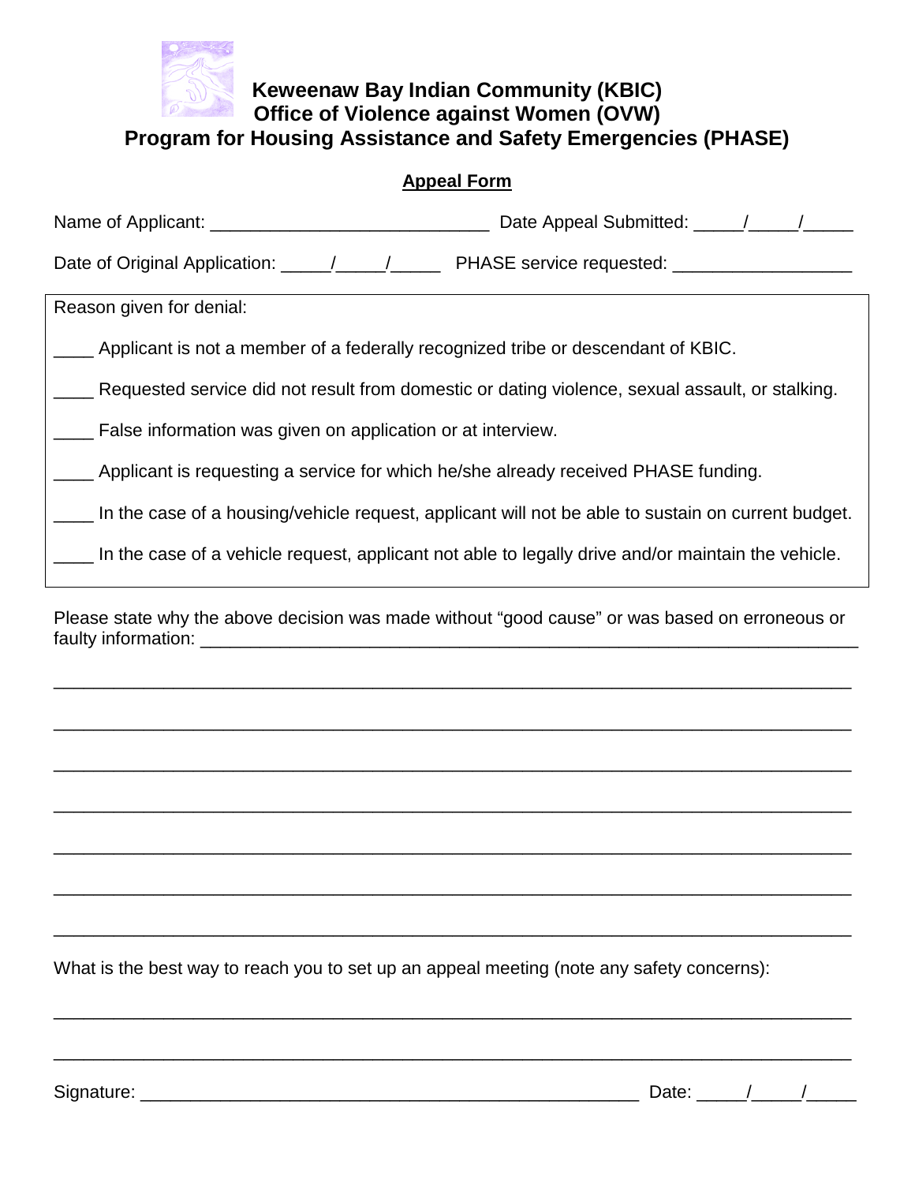**Keweenaw Bay Indian Community (KBIC)**
**Office of Violence against Women (OVW)**
**Program for Housing Assistance and Safety Emergencies (PHASE)**

**Appeal Form**

Name of Applicant: ____________________________ Date Appeal Submitted: _____/_____/_____

Date of Original Application: _____/_____/_____ PHASE service requested: __________________

Reason given for denial:

____ Applicant is not a member of a federally recognized tribe or descendant of KBIC.

____ Requested service did not result from domestic or dating violence, sexual assault, or stalking.

____ False information was given on application or at interview.

____ Applicant is requesting a service for which he/she already received PHASE funding.

____ In the case of a housing/vehicle request, applicant will not be able to sustain on current budget.

____ In the case of a vehicle request, applicant not able to legally drive and/or maintain the vehicle.

Please state why the above decision was made without "good cause" or was based on erroneous or faulty information: ______________________________________________________________________

_____________________________________________________________________________________

_____________________________________________________________________________________

_____________________________________________________________________________________

_____________________________________________________________________________________

_____________________________________________________________________________________

_____________________________________________________________________________________

_____________________________________________________________________________________

What is the best way to reach you to set up an appeal meeting (note any safety concerns):

_____________________________________________________________________________________

_____________________________________________________________________________________

Signature: ____________________________________________________ Date: _____/_____/_____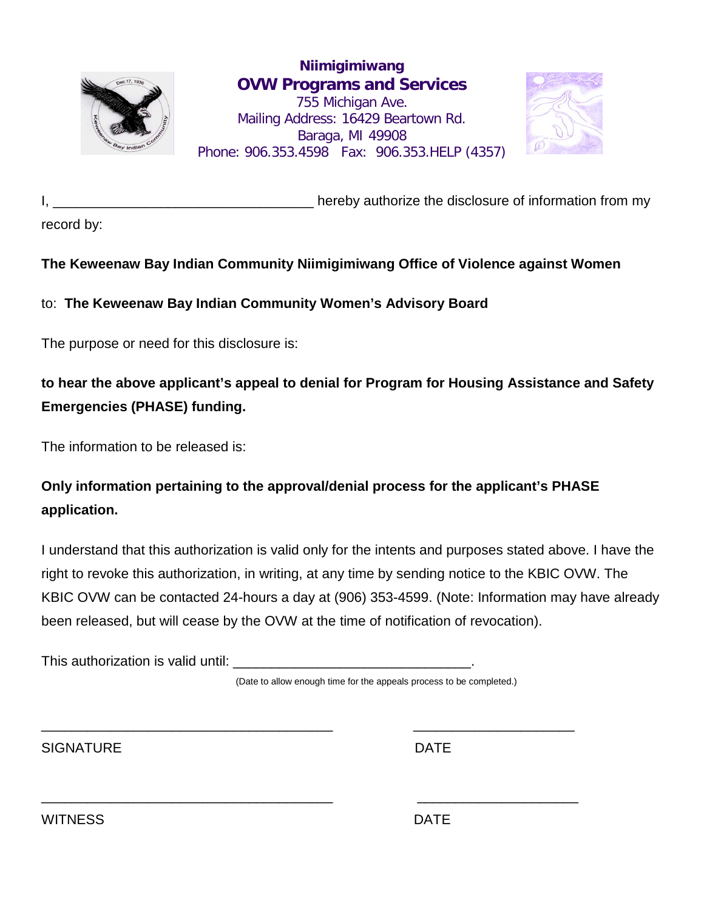**Niimigimiwang**

## OVW Programs and Services

755 Michigan Ave.
Mailing Address: 16429 Beartown Rd.
Baraga, MI 49908
Phone: 906.353.4598 Fax: 906.353.HELP (4357)

I, ________________________________ hereby authorize the disclosure of information from my record by:

**The Keweenaw Bay Indian Community Niimigimiwang Office of Violence against Women**

to: **The Keweenaw Bay Indian Community Women's Advisory Board**

The purpose or need for this disclosure is:

**to hear the above applicant's appeal to denial for Program for Housing Assistance and Safety Emergencies (PHASE) funding.**

The information to be released is:

**Only information pertaining to the approval/denial process for the applicant's PHASE application.**

I understand that this authorization is valid only for the intents and purposes stated above. I have the right to revoke this authorization, in writing, at any time by sending notice to the KBIC OVW. The KBIC OVW can be contacted 24-hours a day at (906) 353-4599. (Note: Information may have already been released, but will cease by the OVW at the time of notification of revocation).

This authorization is valid until: ______________________________.

(Date to allow enough time for the appeals process to be completed.)

____________________________________ ____________________

SIGNATURE DATE

____________________________________ ____________________

WITNESS DATE